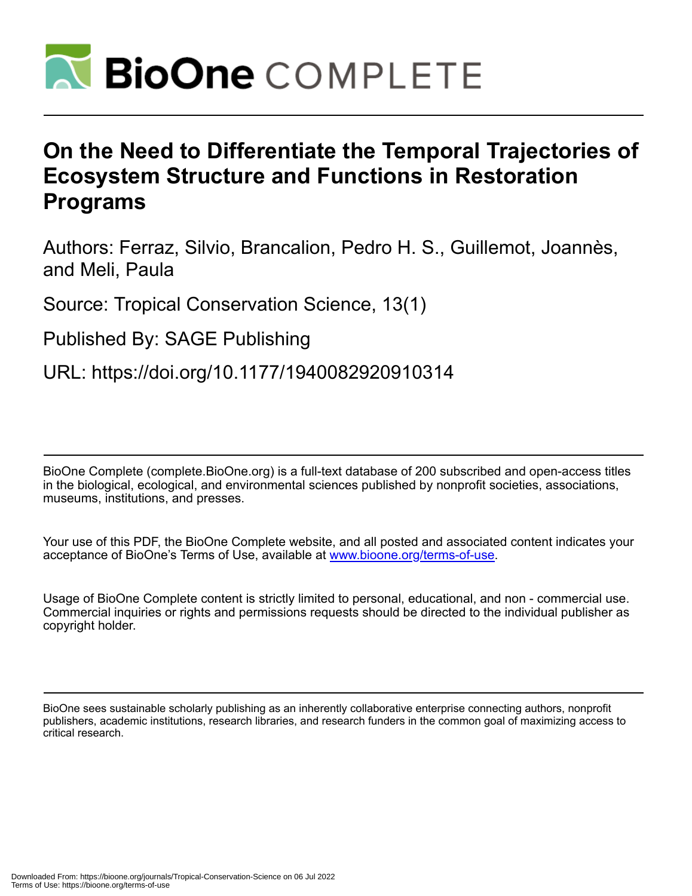# BioOne COMPLETE

# On the Need to Differentiate the Temporal Trajectories of Ecosystem Structure and Functions in Restoration Programs

Authors: Ferraz, Silvio, Brancalion, Pedro H. S., Guillemot, Joannès, and Meli, Paula

Source: Tropical Conservation Science, 13(1)

Published By: SAGE Publishing

URL: https://doi.org/10.1177/1940082920910314

BioOne Complete (complete.BioOne.org) is a full-text database of 200 subscribed and open-access titles in the biological, ecological, and environmental sciences published by nonprofit societies, associations, museums, institutions, and presses.

Your use of this PDF, the BioOne Complete website, and all posted and associated content indicates your acceptance of BioOne's Terms of Use, available at www.bioone.org/terms-of-use.

Usage of BioOne Complete content is strictly limited to personal, educational, and non - commercial use. Commercial inquiries or rights and permissions requests should be directed to the individual publisher as copyright holder.

BioOne sees sustainable scholarly publishing as an inherently collaborative enterprise connecting authors, nonprofit publishers, academic institutions, research libraries, and research funders in the common goal of maximizing access to critical research.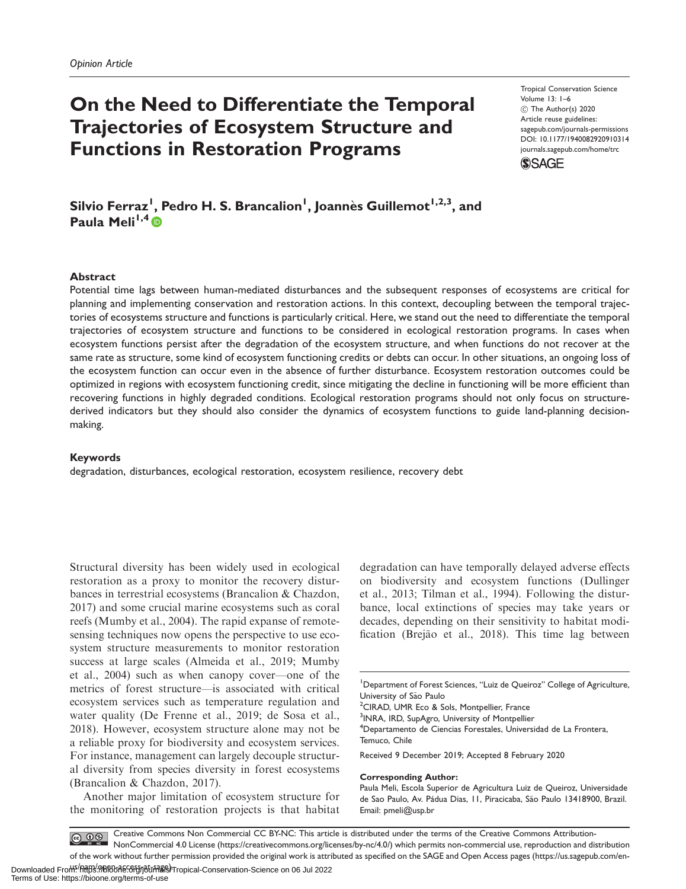Opinion Article

# On the Need to Differentiate the Temporal Trajectories of Ecosystem Structure and Functions in Restoration Programs

Tropical Conservation Science
Volume 13: 1–6
© The Author(s) 2020
Article reuse guidelines:
sagepub.com/journals-permissions
DOI: 10.1177/1940082920910314
journals.sagepub.com/home/trc

**Silvio Ferraz[1], Pedro H. S. Brancalion[1], Joannès Guillemot[1,2,3], and Paula Meli[1,4]**

## Abstract

Potential time lags between human-mediated disturbances and the subsequent responses of ecosystems are critical for planning and implementing conservation and restoration actions. In this context, decoupling between the temporal trajectories of ecosystems structure and functions is particularly critical. Here, we stand out the need to differentiate the temporal trajectories of ecosystem structure and functions to be considered in ecological restoration programs. In cases when ecosystem functions persist after the degradation of the ecosystem structure, and when functions do not recover at the same rate as structure, some kind of ecosystem functioning credits or debts can occur. In other situations, an ongoing loss of the ecosystem function can occur even in the absence of further disturbance. Ecosystem restoration outcomes could be optimized in regions with ecosystem functioning credit, since mitigating the decline in functioning will be more efficient than recovering functions in highly degraded conditions. Ecological restoration programs should not only focus on structure-derived indicators but they should also consider the dynamics of ecosystem functions to guide land-planning decision-making.

## Keywords

degradation, disturbances, ecological restoration, ecosystem resilience, recovery debt

Structural diversity has been widely used in ecological restoration as a proxy to monitor the recovery disturbances in terrestrial ecosystems (Brancalion & Chazdon, 2017) and some crucial marine ecosystems such as coral reefs (Mumby et al., 2004). The rapid expanse of remote-sensing techniques now opens the perspective to use ecosystem structure measurements to monitor restoration success at large scales (Almeida et al., 2019; Mumby et al., 2004) such as when canopy cover—one of the metrics of forest structure—is associated with critical ecosystem services such as temperature regulation and water quality (De Frenne et al., 2019; de Sosa et al., 2018). However, ecosystem structure alone may not be a reliable proxy for biodiversity and ecosystem services. For instance, management can largely decouple structural diversity from species diversity in forest ecosystems (Brancalion & Chazdon, 2017).

Another major limitation of ecosystem structure for the monitoring of restoration projects is that habitat degradation can have temporally delayed adverse effects on biodiversity and ecosystem functions (Dullinger et al., 2013; Tilman et al., 1994). Following the disturbance, local extinctions of species may take years or decades, depending on their sensitivity to habitat modification (Brejão et al., 2018). This time lag between

[1]Department of Forest Sciences, "Luiz de Queiroz" College of Agriculture, University of São Paulo
[2]CIRAD, UMR Eco & Sols, Montpellier, France
[3]INRA, IRD, SupAgro, University of Montpellier
[4]Departamento de Ciencias Forestales, Universidad de La Frontera, Temuco, Chile

Received 9 December 2019; Accepted 8 February 2020

**Corresponding Author:**
Paula Meli, Escola Superior de Agricultura Luiz de Queiroz, Universidade de Sao Paulo, Av. Pádua Dias, 11, Piracicaba, São Paulo 13418900, Brazil.
Email: pmeli@usp.br

Creative Commons Non Commercial CC BY-NC: This article is distributed under the terms of the Creative Commons Attribution-NonCommercial 4.0 License (https://creativecommons.org/licenses/by-nc/4.0/) which permits non-commercial use, reproduction and distribution of the work without further permission provided the original work is attributed as specified on the SAGE and Open Access pages (https://us.sagepub.com/en-us/nam/open-access-at-sage).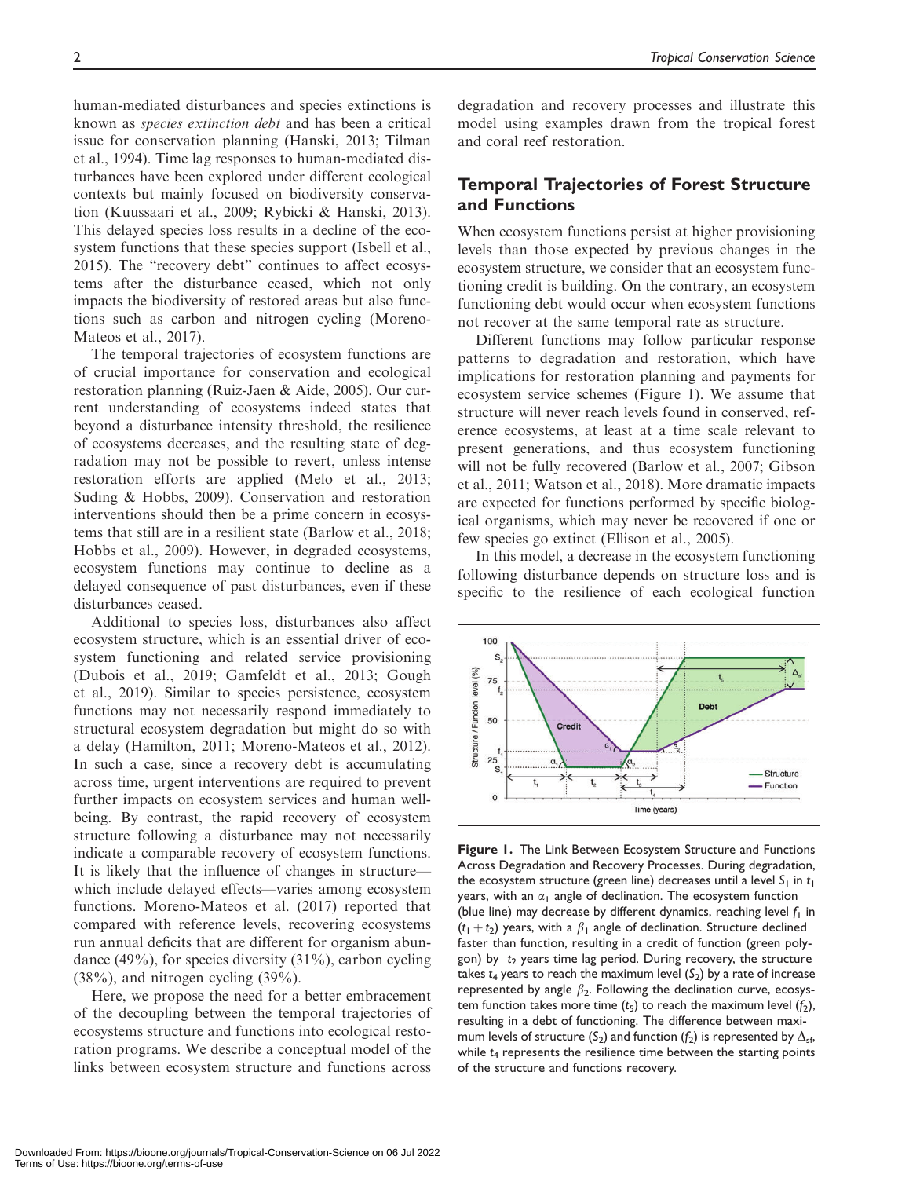human-mediated disturbances and species extinctions is known as *species extinction debt* and has been a critical issue for conservation planning (Hanski, 2013; Tilman et al., 1994). Time lag responses to human-mediated disturbances have been explored under different ecological contexts but mainly focused on biodiversity conservation (Kuussaari et al., 2009; Rybicki & Hanski, 2013). This delayed species loss results in a decline of the ecosystem functions that these species support (Isbell et al., 2015). The "recovery debt" continues to affect ecosystems after the disturbance ceased, which not only impacts the biodiversity of restored areas but also functions such as carbon and nitrogen cycling (Moreno-Mateos et al., 2017).

The temporal trajectories of ecosystem functions are of crucial importance for conservation and ecological restoration planning (Ruiz-Jaen & Aide, 2005). Our current understanding of ecosystems indeed states that beyond a disturbance intensity threshold, the resilience of ecosystems decreases, and the resulting state of degradation may not be possible to revert, unless intense restoration efforts are applied (Melo et al., 2013; Suding & Hobbs, 2009). Conservation and restoration interventions should then be a prime concern in ecosystems that still are in a resilient state (Barlow et al., 2018; Hobbs et al., 2009). However, in degraded ecosystems, ecosystem functions may continue to decline as a delayed consequence of past disturbances, even if these disturbances ceased.

Additional to species loss, disturbances also affect ecosystem structure, which is an essential driver of ecosystem functioning and related service provisioning (Dubois et al., 2019; Gamfeldt et al., 2013; Gough et al., 2019). Similar to species persistence, ecosystem functions may not necessarily respond immediately to structural ecosystem degradation but might do so with a delay (Hamilton, 2011; Moreno-Mateos et al., 2012). In such a case, since a recovery debt is accumulating across time, urgent interventions are required to prevent further impacts on ecosystem services and human well-being. By contrast, the rapid recovery of ecosystem structure following a disturbance may not necessarily indicate a comparable recovery of ecosystem functions. It is likely that the influence of changes in structure—which include delayed effects—varies among ecosystem functions. Moreno-Mateos et al. (2017) reported that compared with reference levels, recovering ecosystems run annual deficits that are different for organism abundance (49%), for species diversity (31%), carbon cycling (38%), and nitrogen cycling (39%).

Here, we propose the need for a better embracement of the decoupling between the temporal trajectories of ecosystems structure and functions into ecological restoration programs. We describe a conceptual model of the links between ecosystem structure and functions across degradation and recovery processes and illustrate this model using examples drawn from the tropical forest and coral reef restoration.

## Temporal Trajectories of Forest Structure and Functions

When ecosystem functions persist at higher provisioning levels than those expected by previous changes in the ecosystem structure, we consider that an ecosystem functioning credit is building. On the contrary, an ecosystem functioning debt would occur when ecosystem functions not recover at the same temporal rate as structure.

Different functions may follow particular response patterns to degradation and restoration, which have implications for restoration planning and payments for ecosystem service schemes (Figure 1). We assume that structure will never reach levels found in conserved, reference ecosystems, at least at a time scale relevant to present generations, and thus ecosystem functioning will not be fully recovered (Barlow et al., 2007; Gibson et al., 2011; Watson et al., 2018). More dramatic impacts are expected for functions performed by specific biological organisms, which may never be recovered if one or few species go extinct (Ellison et al., 2005).

In this model, a decrease in the ecosystem functioning following disturbance depends on structure loss and is specific to the resilience of each ecological function

**Figure 1.** The Link Between Ecosystem Structure and Functions Across Degradation and Recovery Processes. During degradation, the ecosystem structure (green line) decreases until a level $S_1$ in $t_1$ years, with an $\alpha_1$ angle of declination. The ecosystem function (blue line) may decrease by different dynamics, reaching level $f_1$ in $(t_1 + t_2)$ years, with a $\beta_1$ angle of declination. Structure declined faster than function, resulting in a credit of function (green polygon) by $t_2$ years time lag period. During recovery, the structure takes $t_4$ years to reach the maximum level ($S_2$) by a rate of increase represented by angle $\beta_2$. Following the declination curve, ecosystem function takes more time ($t_5$) to reach the maximum level ($f_2$), resulting in a debt of functioning. The difference between maximum levels of structure ($S_2$) and function ($f_2$) is represented by $\Delta_{sf}$, while $t_4$ represents the resilience time between the starting points of the structure and functions recovery.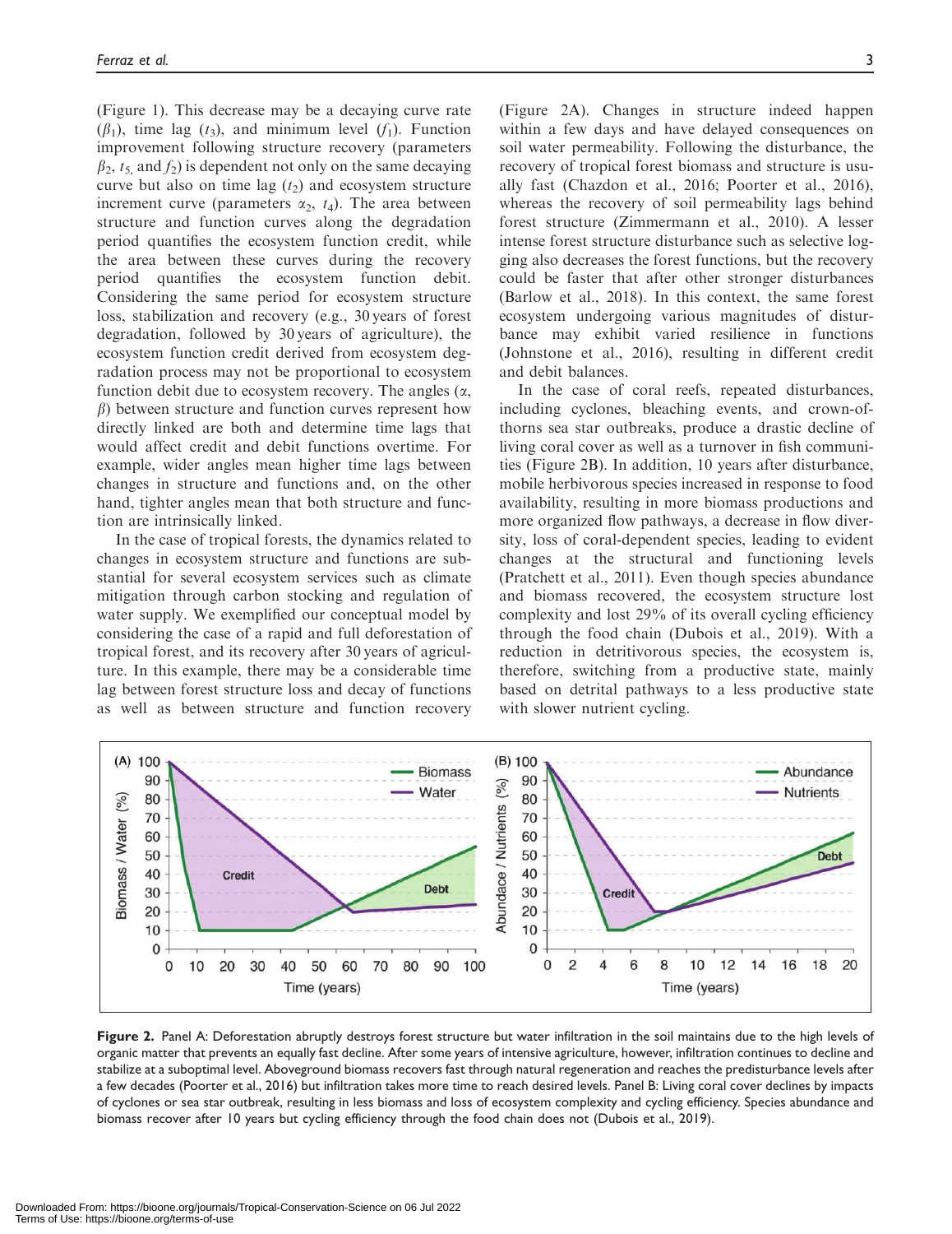(Figure 1). This decrease may be a decaying curve rate ($\beta_1$), time lag ($t_3$), and minimum level ($f_1$). Function improvement following structure recovery (parameters $\beta_2$, $t_5$, and $f_2$) is dependent not only on the same decaying curve but also on time lag ($t_2$) and ecosystem structure increment curve (parameters $\alpha_2$, $t_4$). The area between structure and function curves along the degradation period quantifies the ecosystem function credit, while the area between these curves during the recovery period quantifies the ecosystem function debit. Considering the same period for ecosystem structure loss, stabilization and recovery (e.g., 30 years of forest degradation, followed by 30 years of agriculture), the ecosystem function credit derived from ecosystem degradation process may not be proportional to ecosystem function debit due to ecosystem recovery. The angles ($\alpha$, $\beta$) between structure and function curves represent how directly linked are both and determine time lags that would affect credit and debit functions overtime. For example, wider angles mean higher time lags between changes in structure and functions and, on the other hand, tighter angles mean that both structure and function are intrinsically linked.

In the case of tropical forests, the dynamics related to changes in ecosystem structure and functions are substantial for several ecosystem services such as climate mitigation through carbon stocking and regulation of water supply. We exemplified our conceptual model by considering the case of a rapid and full deforestation of tropical forest, and its recovery after 30 years of agriculture. In this example, there may be a considerable time lag between forest structure loss and decay of functions as well as between structure and function recovery (Figure 2A). Changes in structure indeed happen within a few days and have delayed consequences on soil water permeability. Following the disturbance, the recovery of tropical forest biomass and structure is usually fast (Chazdon et al., 2016; Poorter et al., 2016), whereas the recovery of soil permeability lags behind forest structure (Zimmermann et al., 2010). A lesser intense forest structure disturbance such as selective logging also decreases the forest functions, but the recovery could be faster that after other stronger disturbances (Barlow et al., 2018). In this context, the same forest ecosystem undergoing various magnitudes of disturbance may exhibit varied resilience in functions (Johnstone et al., 2016), resulting in different credit and debit balances.

In the case of coral reefs, repeated disturbances, including cyclones, bleaching events, and crown-of-thorns sea star outbreaks, produce a drastic decline of living coral cover as well as a turnover in fish communities (Figure 2B). In addition, 10 years after disturbance, mobile herbivorous species increased in response to food availability, resulting in more biomass productions and more organized flow pathways, a decrease in flow diversity, loss of coral-dependent species, leading to evident changes at the structural and functioning levels (Pratchett et al., 2011). Even though species abundance and biomass recovered, the ecosystem structure lost complexity and lost 29% of its overall cycling efficiency through the food chain (Dubois et al., 2019). With a reduction in detritivorous species, the ecosystem is, therefore, switching from a productive state, mainly based on detrital pathways to a less productive state with slower nutrient cycling.

**Figure 2.** Panel A: Deforestation abruptly destroys forest structure but water infiltration in the soil maintains due to the high levels of organic matter that prevents an equally fast decline. After some years of intensive agriculture, however, infiltration continues to decline and stabilize at a suboptimal level. Aboveground biomass recovers fast through natural regeneration and reaches the predisturbance levels after a few decades (Poorter et al., 2016) but infiltration takes more time to reach desired levels. Panel B: Living coral cover declines by impacts of cyclones or sea star outbreak, resulting in less biomass and loss of ecosystem complexity and cycling efficiency. Species abundance and biomass recover after 10 years but cycling efficiency through the food chain does not (Dubois et al., 2019).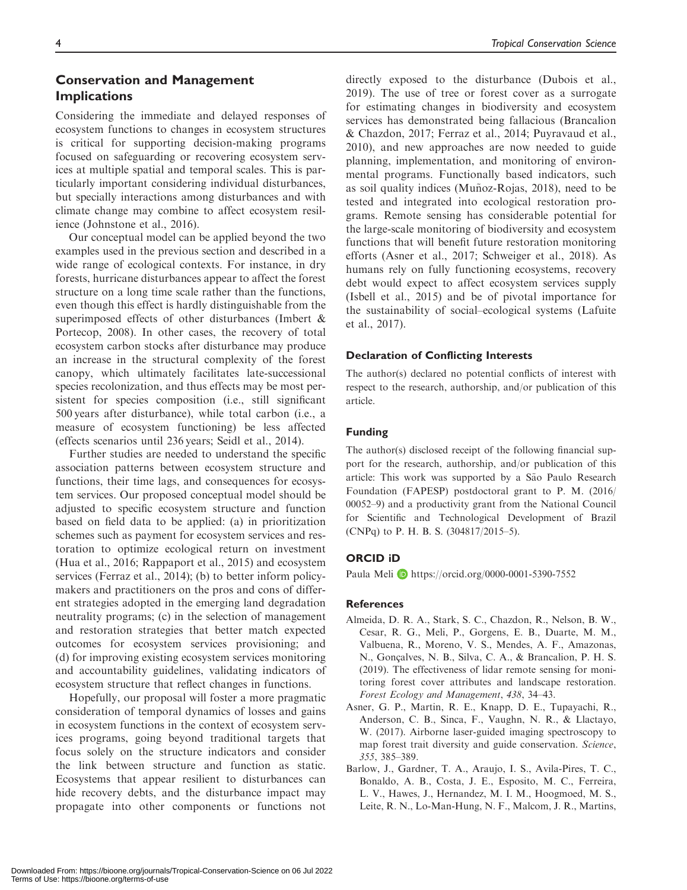## Conservation and Management Implications

Considering the immediate and delayed responses of ecosystem functions to changes in ecosystem structures is critical for supporting decision-making programs focused on safeguarding or recovering ecosystem services at multiple spatial and temporal scales. This is particularly important considering individual disturbances, but specially interactions among disturbances and with climate change may combine to affect ecosystem resilience (Johnstone et al., 2016).

Our conceptual model can be applied beyond the two examples used in the previous section and described in a wide range of ecological contexts. For instance, in dry forests, hurricane disturbances appear to affect the forest structure on a long time scale rather than the functions, even though this effect is hardly distinguishable from the superimposed effects of other disturbances (Imbert & Portecop, 2008). In other cases, the recovery of total ecosystem carbon stocks after disturbance may produce an increase in the structural complexity of the forest canopy, which ultimately facilitates late-successional species recolonization, and thus effects may be most persistent for species composition (i.e., still significant 500 years after disturbance), while total carbon (i.e., a measure of ecosystem functioning) be less affected (effects scenarios until 236 years; Seidl et al., 2014).

Further studies are needed to understand the specific association patterns between ecosystem structure and functions, their time lags, and consequences for ecosystem services. Our proposed conceptual model should be adjusted to specific ecosystem structure and function based on field data to be applied: (a) in prioritization schemes such as payment for ecosystem services and restoration to optimize ecological return on investment (Hua et al., 2016; Rappaport et al., 2015) and ecosystem services (Ferraz et al., 2014); (b) to better inform policymakers and practitioners on the pros and cons of different strategies adopted in the emerging land degradation neutrality programs; (c) in the selection of management and restoration strategies that better match expected outcomes for ecosystem services provisioning; and (d) for improving existing ecosystem services monitoring and accountability guidelines, validating indicators of ecosystem structure that reflect changes in functions.

Hopefully, our proposal will foster a more pragmatic consideration of temporal dynamics of losses and gains in ecosystem functions in the context of ecosystem services programs, going beyond traditional targets that focus solely on the structure indicators and consider the link between structure and function as static. Ecosystems that appear resilient to disturbances can hide recovery debts, and the disturbance impact may propagate into other components or functions not directly exposed to the disturbance (Dubois et al., 2019). The use of tree or forest cover as a surrogate for estimating changes in biodiversity and ecosystem services has demonstrated being fallacious (Brancalion & Chazdon, 2017; Ferraz et al., 2014; Puyravaud et al., 2010), and new approaches are now needed to guide planning, implementation, and monitoring of environmental programs. Functionally based indicators, such as soil quality indices (Muñoz-Rojas, 2018), need to be tested and integrated into ecological restoration programs. Remote sensing has considerable potential for the large-scale monitoring of biodiversity and ecosystem functions that will benefit future restoration monitoring efforts (Asner et al., 2017; Schweiger et al., 2018). As humans rely on fully functioning ecosystems, recovery debt would expect to affect ecosystem services supply (Isbell et al., 2015) and be of pivotal importance for the sustainability of social–ecological systems (Lafuite et al., 2017).

### Declaration of Conflicting Interests

The author(s) declared no potential conflicts of interest with respect to the research, authorship, and/or publication of this article.

### Funding

The author(s) disclosed receipt of the following financial support for the research, authorship, and/or publication of this article: This work was supported by a São Paulo Research Foundation (FAPESP) postdoctoral grant to P. M. (2016/00052–9) and a productivity grant from the National Council for Scientific and Technological Development of Brazil (CNPq) to P. H. B. S. (304817/2015–5).

### ORCID iD

Paula Meli https://orcid.org/0000-0001-5390-7552

### References

Almeida, D. R. A., Stark, S. C., Chazdon, R., Nelson, B. W., Cesar, R. G., Meli, P., Gorgens, E. B., Duarte, M. M., Valbuena, R., Moreno, V. S., Mendes, A. F., Amazonas, N., Gonçalves, N. B., Silva, C. A., & Brancalion, P. H. S. (2019). The effectiveness of lidar remote sensing for monitoring forest cover attributes and landscape restoration. *Forest Ecology and Management*, *438*, 34–43.

Asner, G. P., Martin, R. E., Knapp, D. E., Tupayachi, R., Anderson, C. B., Sinca, F., Vaughn, N. R., & Llactayo, W. (2017). Airborne laser-guided imaging spectroscopy to map forest trait diversity and guide conservation. *Science*, *355*, 385–389.

Barlow, J., Gardner, T. A., Araujo, I. S., Avila-Pires, T. C., Bonaldo, A. B., Costa, J. E., Esposito, M. C., Ferreira, L. V., Hawes, J., Hernandez, M. I. M., Hoogmoed, M. S., Leite, R. N., Lo-Man-Hung, N. F., Malcom, J. R., Martins,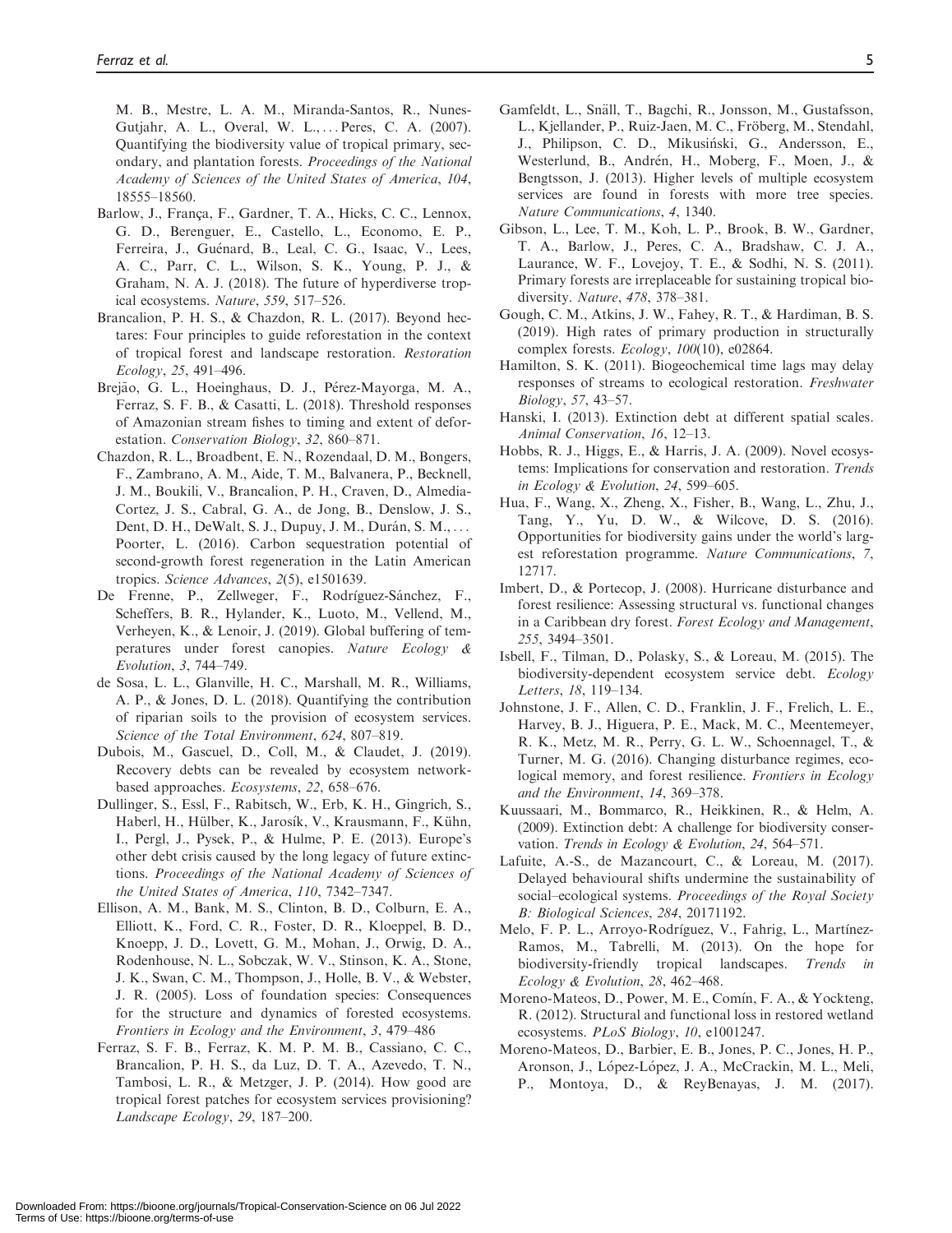M. B., Mestre, L. A. M., Miranda-Santos, R., Nunes-Gutjahr, A. L., Overal, W. L., . . . Peres, C. A. (2007). Quantifying the biodiversity value of tropical primary, secondary, and plantation forests. *Proceedings of the National Academy of Sciences of the United States of America*, *104*, 18555–18560.

Barlow, J., França, F., Gardner, T. A., Hicks, C. C., Lennox, G. D., Berenguer, E., Castello, L., Economo, E. P., Ferreira, J., Guénard, B., Leal, C. G., Isaac, V., Lees, A. C., Parr, C. L., Wilson, S. K., Young, P. J., & Graham, N. A. J. (2018). The future of hyperdiverse tropical ecosystems. *Nature*, *559*, 517–526.

Brancalion, P. H. S., & Chazdon, R. L. (2017). Beyond hectares: Four principles to guide reforestation in the context of tropical forest and landscape restoration. *Restoration Ecology*, *25*, 491–496.

Brejão, G. L., Hoeinghaus, D. J., Pérez-Mayorga, M. A., Ferraz, S. F. B., & Casatti, L. (2018). Threshold responses of Amazonian stream fishes to timing and extent of deforestation. *Conservation Biology*, *32*, 860–871.

Chazdon, R. L., Broadbent, E. N., Rozendaal, D. M., Bongers, F., Zambrano, A. M., Aide, T. M., Balvanera, P., Becknell, J. M., Boukili, V., Brancalion, P. H., Craven, D., Almeida-Cortez, J. S., Cabral, G. A., de Jong, B., Denslow, J. S., Dent, D. H., DeWalt, S. J., Dupuy, J. M., Durán, S. M., . . . Poorter, L. (2016). Carbon sequestration potential of second-growth forest regeneration in the Latin American tropics. *Science Advances*, *2*(5), e1501639.

De Frenne, P., Zellweger, F., Rodríguez-Sánchez, F., Scheffers, B. R., Hylander, K., Luoto, M., Vellend, M., Verheyen, K., & Lenoir, J. (2019). Global buffering of temperatures under forest canopies. *Nature Ecology & Evolution*, *3*, 744–749.

de Sosa, L. L., Glanville, H. C., Marshall, M. R., Williams, A. P., & Jones, D. L. (2018). Quantifying the contribution of riparian soils to the provision of ecosystem services. *Science of the Total Environment*, *624*, 807–819.

Dubois, M., Gascuel, D., Coll, M., & Claudet, J. (2019). Recovery debts can be revealed by ecosystem network-based approaches. *Ecosystems*, *22*, 658–676.

Dullinger, S., Essl, F., Rabitsch, W., Erb, K. H., Gingrich, S., Haberl, H., Hülber, K., Jarosík, V., Krausmann, F., Kühn, I., Pergl, J., Pysek, P., & Hulme, P. E. (2013). Europe's other debt crisis caused by the long legacy of future extinctions. *Proceedings of the National Academy of Sciences of the United States of America*, *110*, 7342–7347.

Ellison, A. M., Bank, M. S., Clinton, B. D., Colburn, E. A., Elliott, K., Ford, C. R., Foster, D. R., Kloeppel, B. D., Knoepp, J. D., Lovett, G. M., Mohan, J., Orwig, D. A., Rodenhouse, N. L., Sobczak, W. V., Stinson, K. A., Stone, J. K., Swan, C. M., Thompson, J., Holle, B. V., & Webster, J. R. (2005). Loss of foundation species: Consequences for the structure and dynamics of forested ecosystems. *Frontiers in Ecology and the Environment*, *3*, 479–486

Ferraz, S. F. B., Ferraz, K. M. P. M. B., Cassiano, C. C., Brancalion, P. H. S., da Luz, D. T. A., Azevedo, T. N., Tambosi, L. R., & Metzger, J. P. (2014). How good are tropical forest patches for ecosystem services provisioning? *Landscape Ecology*, *29*, 187–200.

Gamfeldt, L., Snäll, T., Bagchi, R., Jonsson, M., Gustafsson, L., Kjellander, P., Ruiz-Jaen, M. C., Fröberg, M., Stendahl, J., Philipson, C. D., Mikusiński, G., Andersson, E., Westerlund, B., Andrén, H., Moberg, F., Moen, J., & Bengtsson, J. (2013). Higher levels of multiple ecosystem services are found in forests with more tree species. *Nature Communications*, *4*, 1340.

Gibson, L., Lee, T. M., Koh, L. P., Brook, B. W., Gardner, T. A., Barlow, J., Peres, C. A., Bradshaw, C. J. A., Laurance, W. F., Lovejoy, T. E., & Sodhi, N. S. (2011). Primary forests are irreplaceable for sustaining tropical biodiversity. *Nature*, *478*, 378–381.

Gough, C. M., Atkins, J. W., Fahey, R. T., & Hardiman, B. S. (2019). High rates of primary production in structurally complex forests. *Ecology*, *100*(10), e02864.

Hamilton, S. K. (2011). Biogeochemical time lags may delay responses of streams to ecological restoration. *Freshwater Biology*, *57*, 43–57.

Hanski, I. (2013). Extinction debt at different spatial scales. *Animal Conservation*, *16*, 12–13.

Hobbs, R. J., Higgs, E., & Harris, J. A. (2009). Novel ecosystems: Implications for conservation and restoration. *Trends in Ecology & Evolution*, *24*, 599–605.

Hua, F., Wang, X., Zheng, X., Fisher, B., Wang, L., Zhu, J., Tang, Y., Yu, D. W., & Wilcove, D. S. (2016). Opportunities for biodiversity gains under the world's largest reforestation programme. *Nature Communications*, *7*, 12717.

Imbert, D., & Portecop, J. (2008). Hurricane disturbance and forest resilience: Assessing structural vs. functional changes in a Caribbean dry forest. *Forest Ecology and Management*, *255*, 3494–3501.

Isbell, F., Tilman, D., Polasky, S., & Loreau, M. (2015). The biodiversity-dependent ecosystem service debt. *Ecology Letters*, *18*, 119–134.

Johnstone, J. F., Allen, C. D., Franklin, J. F., Frelich, L. E., Harvey, B. J., Higuera, P. E., Mack, M. C., Meentemeyer, R. K., Metz, M. R., Perry, G. L. W., Schoennagel, T., & Turner, M. G. (2016). Changing disturbance regimes, ecological memory, and forest resilience. *Frontiers in Ecology and the Environment*, *14*, 369–378.

Kuussaari, M., Bommarco, R., Heikkinen, R., & Helm, A. (2009). Extinction debt: A challenge for biodiversity conservation. *Trends in Ecology & Evolution*, *24*, 564–571.

Lafuite, A.-S., de Mazancourt, C., & Loreau, M. (2017). Delayed behavioural shifts undermine the sustainability of social–ecological systems. *Proceedings of the Royal Society B: Biological Sciences*, *284*, 20171192.

Melo, F. P. L., Arroyo-Rodríguez, V., Fahrig, L., Martínez-Ramos, M., Tabrelli, M. (2013). On the hope for biodiversity-friendly tropical landscapes. *Trends in Ecology & Evolution*, *28*, 462–468.

Moreno-Mateos, D., Power, M. E., Comín, F. A., & Yockteng, R. (2012). Structural and functional loss in restored wetland ecosystems. *PLoS Biology*, *10*, e1001247.

Moreno-Mateos, D., Barbier, E. B., Jones, P. C., Jones, H. P., Aronson, J., López-López, J. A., McCrackin, M. L., Meli, P., Montoya, D., & ReyBenayas, J. M. (2017).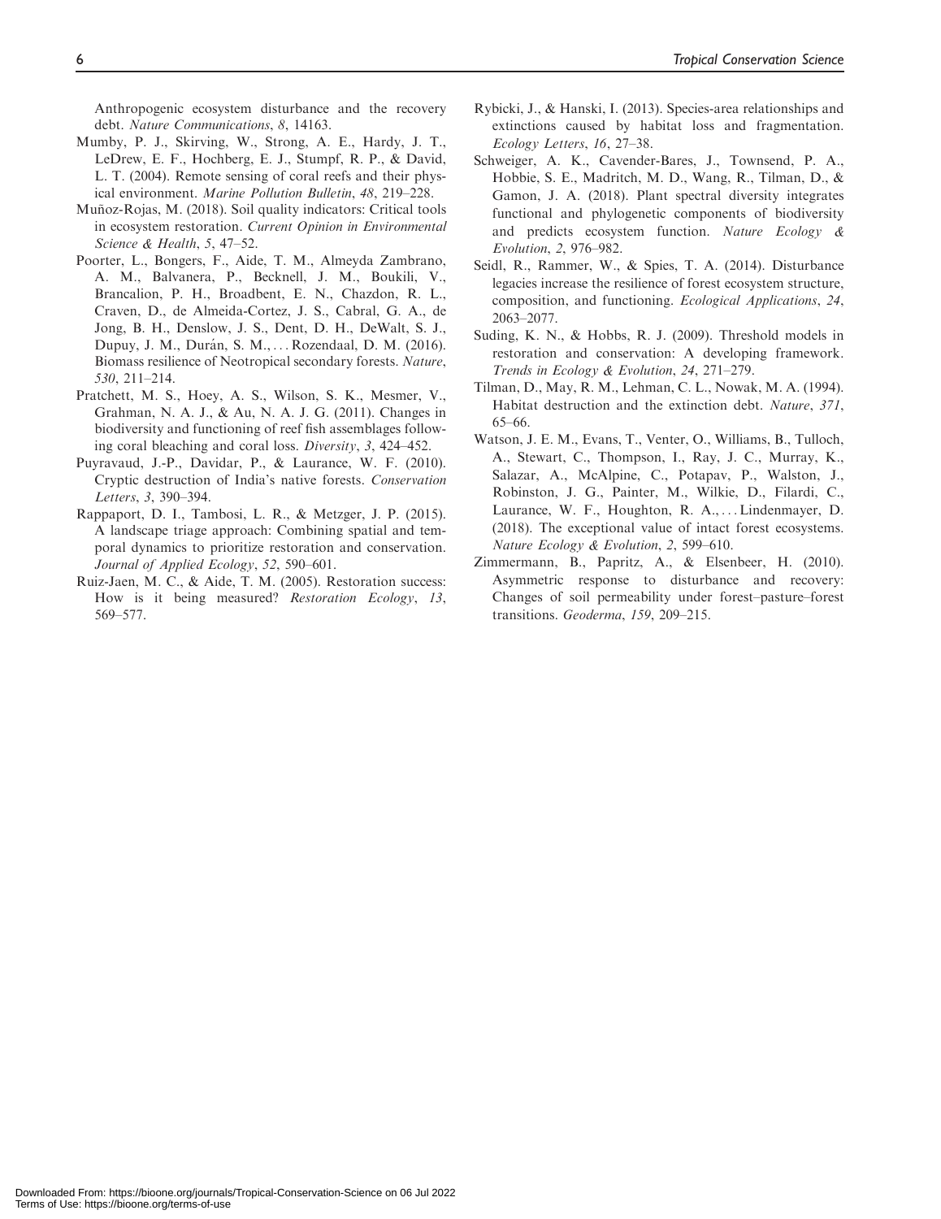Anthropogenic ecosystem disturbance and the recovery debt. *Nature Communications*, *8*, 14163.

Mumby, P. J., Skirving, W., Strong, A. E., Hardy, J. T., LeDrew, E. F., Hochberg, E. J., Stumpf, R. P., & David, L. T. (2004). Remote sensing of coral reefs and their physical environment. *Marine Pollution Bulletin*, *48*, 219–228.

Muñoz-Rojas, M. (2018). Soil quality indicators: Critical tools in ecosystem restoration. *Current Opinion in Environmental Science & Health*, *5*, 47–52.

Poorter, L., Bongers, F., Aide, T. M., Almeyda Zambrano, A. M., Balvanera, P., Becknell, J. M., Boukili, V., Brancalion, P. H., Broadbent, E. N., Chazdon, R. L., Craven, D., de Almeida-Cortez, J. S., Cabral, G. A., de Jong, B. H., Denslow, J. S., Dent, D. H., DeWalt, S. J., Dupuy, J. M., Durán, S. M., ... Rozendaal, D. M. (2016). Biomass resilience of Neotropical secondary forests. *Nature*, *530*, 211–214.

Pratchett, M. S., Hoey, A. S., Wilson, S. K., Mesmer, V., Grahman, N. A. J., & Au, N. A. J. G. (2011). Changes in biodiversity and functioning of reef fish assemblages following coral bleaching and coral loss. *Diversity*, *3*, 424–452.

Puyravaud, J.-P., Davidar, P., & Laurance, W. F. (2010). Cryptic destruction of India's native forests. *Conservation Letters*, *3*, 390–394.

Rappaport, D. I., Tambosi, L. R., & Metzger, J. P. (2015). A landscape triage approach: Combining spatial and temporal dynamics to prioritize restoration and conservation. *Journal of Applied Ecology*, *52*, 590–601.

Ruiz-Jaen, M. C., & Aide, T. M. (2005). Restoration success: How is it being measured? *Restoration Ecology*, *13*, 569–577.

Rybicki, J., & Hanski, I. (2013). Species-area relationships and extinctions caused by habitat loss and fragmentation. *Ecology Letters*, *16*, 27–38.

Schweiger, A. K., Cavender-Bares, J., Townsend, P. A., Hobbie, S. E., Madritch, M. D., Wang, R., Tilman, D., & Gamon, J. A. (2018). Plant spectral diversity integrates functional and phylogenetic components of biodiversity and predicts ecosystem function. *Nature Ecology & Evolution*, *2*, 976–982.

Seidl, R., Rammer, W., & Spies, T. A. (2014). Disturbance legacies increase the resilience of forest ecosystem structure, composition, and functioning. *Ecological Applications*, *24*, 2063–2077.

Suding, K. N., & Hobbs, R. J. (2009). Threshold models in restoration and conservation: A developing framework. *Trends in Ecology & Evolution*, *24*, 271–279.

Tilman, D., May, R. M., Lehman, C. L., Nowak, M. A. (1994). Habitat destruction and the extinction debt. *Nature*, *371*, 65–66.

Watson, J. E. M., Evans, T., Venter, O., Williams, B., Tulloch, A., Stewart, C., Thompson, I., Ray, J. C., Murray, K., Salazar, A., McAlpine, C., Potapav, P., Walston, J., Robinston, J. G., Painter, M., Wilkie, D., Filardi, C., Laurance, W. F., Houghton, R. A., ... Lindenmayer, D. (2018). The exceptional value of intact forest ecosystems. *Nature Ecology & Evolution*, *2*, 599–610.

Zimmermann, B., Papritz, A., & Elsenbeer, H. (2010). Asymmetric response to disturbance and recovery: Changes of soil permeability under forest–pasture–forest transitions. *Geoderma*, *159*, 209–215.